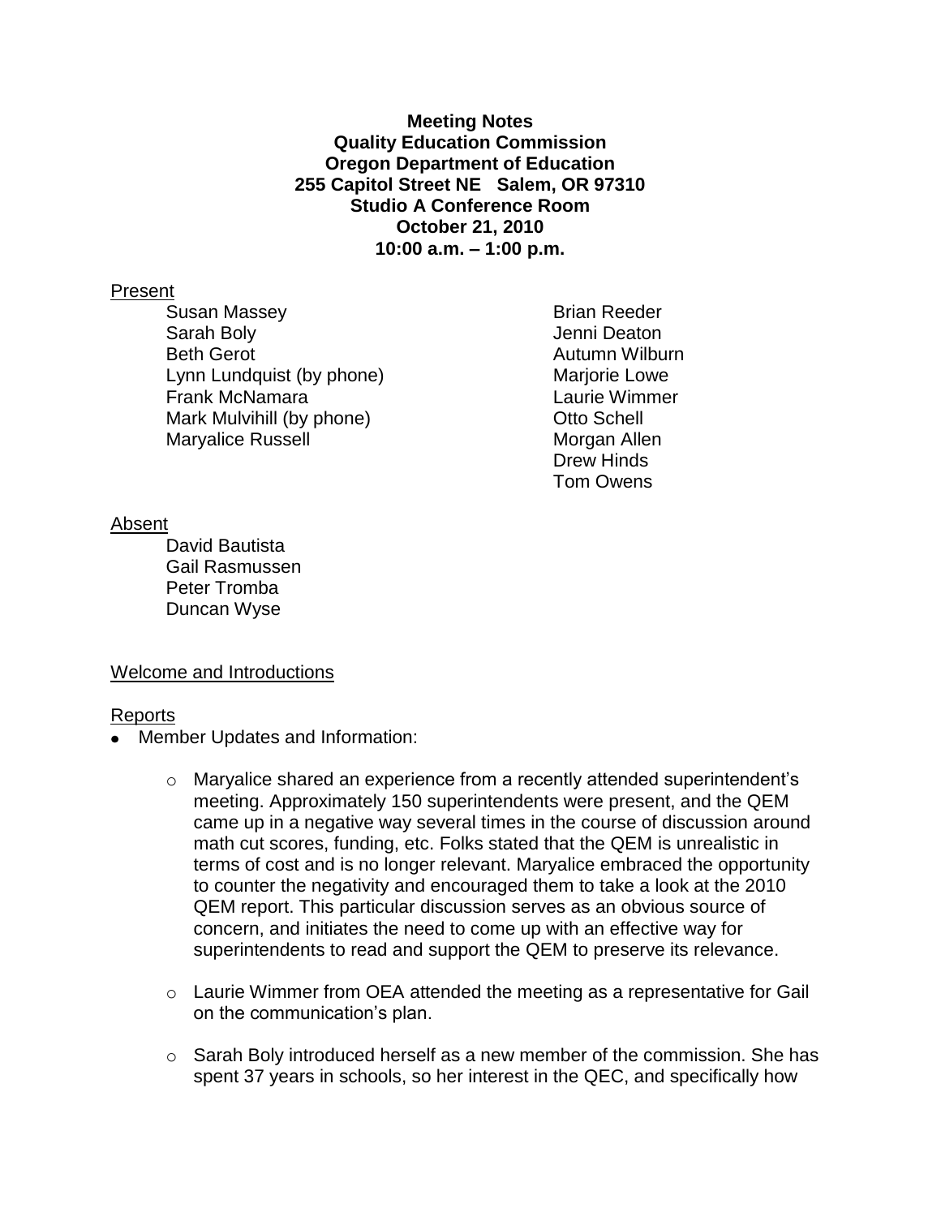**Meeting Notes**
**Quality Education Commission**
**Oregon Department of Education**
**255 Capitol Street NE Salem, OR 97310**
**Studio A Conference Room**
**October 21, 2010**
**10:00 a.m. – 1:00 p.m.**

Present

- Susan Massey
- Sarah Boly
- Beth Gerot
- Lynn Lundquist (by phone)
- Frank McNamara
- Mark Mulvihill (by phone)
- Maryalice Russell
- Brian Reeder
- Jenni Deaton
- Autumn Wilburn
- Marjorie Lowe
- Laurie Wimmer
- Otto Schell
- Morgan Allen
- Drew Hinds
- Tom Owens

Absent

- David Bautista
- Gail Rasmussen
- Peter Tromba
- Duncan Wyse

Welcome and Introductions

Reports

- Member Updates and Information:
  - Maryalice shared an experience from a recently attended superintendent's meeting. Approximately 150 superintendents were present, and the QEM came up in a negative way several times in the course of discussion around math cut scores, funding, etc. Folks stated that the QEM is unrealistic in terms of cost and is no longer relevant. Maryalice embraced the opportunity to counter the negativity and encouraged them to take a look at the 2010 QEM report. This particular discussion serves as an obvious source of concern, and initiates the need to come up with an effective way for superintendents to read and support the QEM to preserve its relevance.
  - Laurie Wimmer from OEA attended the meeting as a representative for Gail on the communication's plan.
  - Sarah Boly introduced herself as a new member of the commission. She has spent 37 years in schools, so her interest in the QEC, and specifically how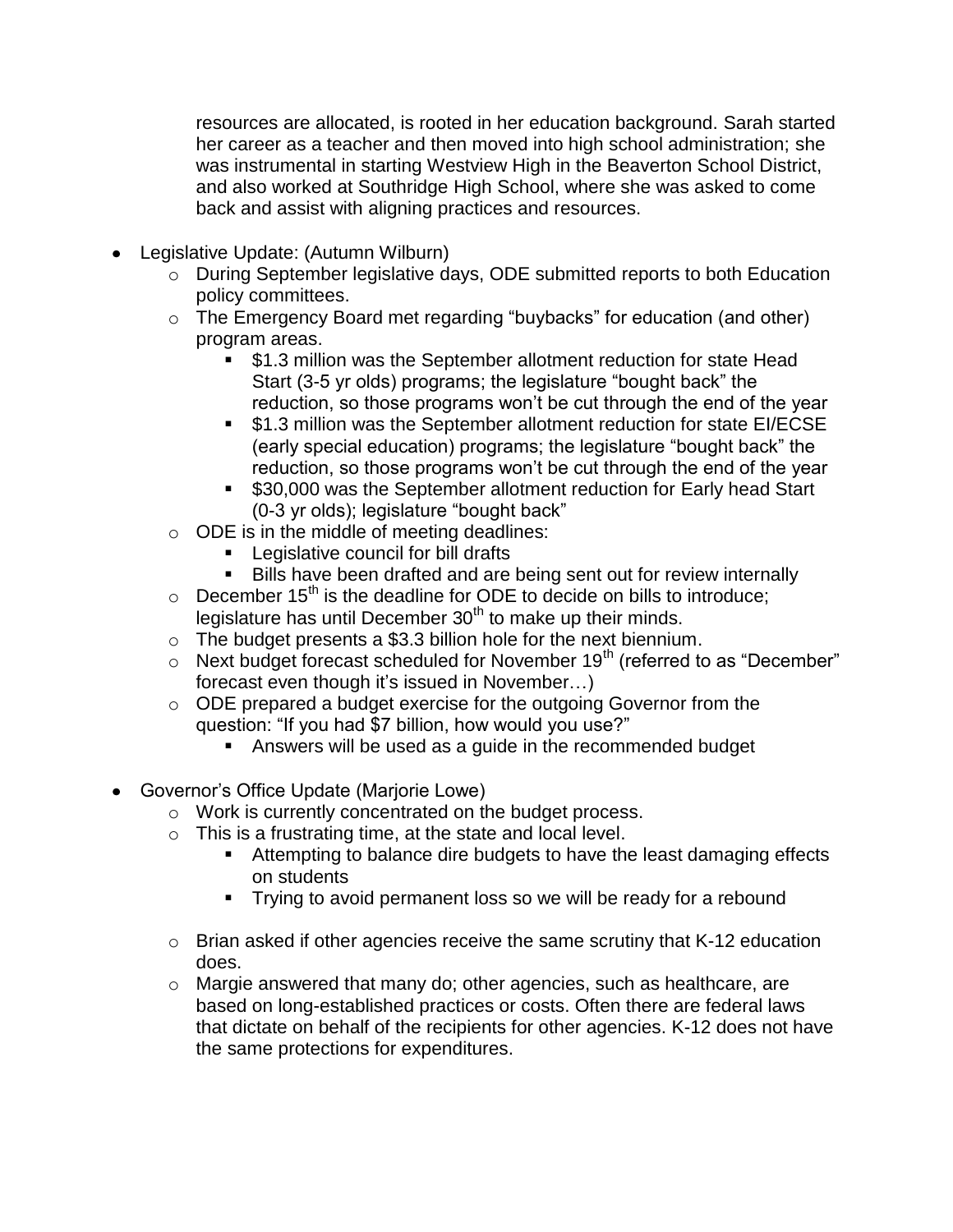resources are allocated, is rooted in her education background. Sarah started her career as a teacher and then moved into high school administration; she was instrumental in starting Westview High in the Beaverton School District, and also worked at Southridge High School, where she was asked to come back and assist with aligning practices and resources.

- Legislative Update: (Autumn Wilburn)
  - During September legislative days, ODE submitted reports to both Education policy committees.
  - The Emergency Board met regarding "buybacks" for education (and other) program areas.
    - $1.3 million was the September allotment reduction for state Head Start (3-5 yr olds) programs; the legislature "bought back" the reduction, so those programs won't be cut through the end of the year
    - $1.3 million was the September allotment reduction for state EI/ECSE (early special education) programs; the legislature "bought back" the reduction, so those programs won't be cut through the end of the year
    - $30,000 was the September allotment reduction for Early head Start (0-3 yr olds); legislature "bought back"
  - ODE is in the middle of meeting deadlines:
    - Legislative council for bill drafts
    - Bills have been drafted and are being sent out for review internally
  - December 15th is the deadline for ODE to decide on bills to introduce; legislature has until December 30th to make up their minds.
  - The budget presents a $3.3 billion hole for the next biennium.
  - Next budget forecast scheduled for November 19th (referred to as "December" forecast even though it's issued in November…)
  - ODE prepared a budget exercise for the outgoing Governor from the question: "If you had $7 billion, how would you use?"
    - Answers will be used as a guide in the recommended budget

- Governor's Office Update (Marjorie Lowe)
  - Work is currently concentrated on the budget process.
  - This is a frustrating time, at the state and local level.
    - Attempting to balance dire budgets to have the least damaging effects on students
    - Trying to avoid permanent loss so we will be ready for a rebound
  - Brian asked if other agencies receive the same scrutiny that K-12 education does.
  - Margie answered that many do; other agencies, such as healthcare, are based on long-established practices or costs. Often there are federal laws that dictate on behalf of the recipients for other agencies. K-12 does not have the same protections for expenditures.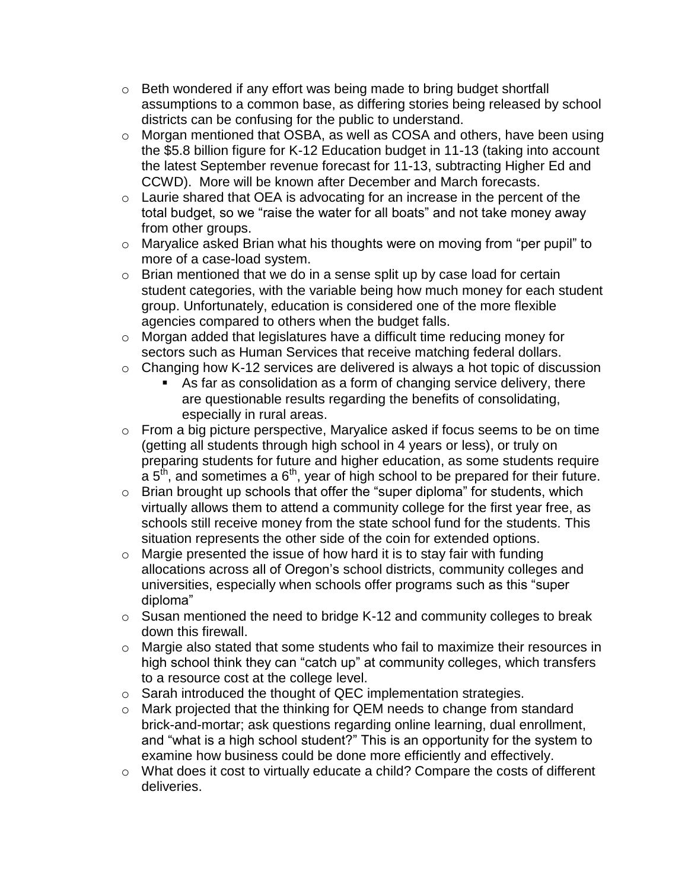- Beth wondered if any effort was being made to bring budget shortfall assumptions to a common base, as differing stories being released by school districts can be confusing for the public to understand.
- Morgan mentioned that OSBA, as well as COSA and others, have been using the \$5.8 billion figure for K-12 Education budget in 11-13 (taking into account the latest September revenue forecast for 11-13, subtracting Higher Ed and CCWD). More will be known after December and March forecasts.
- Laurie shared that OEA is advocating for an increase in the percent of the total budget, so we "raise the water for all boats" and not take money away from other groups.
- Maryalice asked Brian what his thoughts were on moving from "per pupil" to more of a case-load system.
- Brian mentioned that we do in a sense split up by case load for certain student categories, with the variable being how much money for each student group. Unfortunately, education is considered one of the more flexible agencies compared to others when the budget falls.
- Morgan added that legislatures have a difficult time reducing money for sectors such as Human Services that receive matching federal dollars.
- Changing how K-12 services are delivered is always a hot topic of discussion
  - As far as consolidation as a form of changing service delivery, there are questionable results regarding the benefits of consolidating, especially in rural areas.
- From a big picture perspective, Maryalice asked if focus seems to be on time (getting all students through high school in 4 years or less), or truly on preparing students for future and higher education, as some students require a 5th, and sometimes a 6th, year of high school to be prepared for their future.
- Brian brought up schools that offer the "super diploma" for students, which virtually allows them to attend a community college for the first year free, as schools still receive money from the state school fund for the students. This situation represents the other side of the coin for extended options.
- Margie presented the issue of how hard it is to stay fair with funding allocations across all of Oregon's school districts, community colleges and universities, especially when schools offer programs such as this "super diploma"
- Susan mentioned the need to bridge K-12 and community colleges to break down this firewall.
- Margie also stated that some students who fail to maximize their resources in high school think they can "catch up" at community colleges, which transfers to a resource cost at the college level.
- Sarah introduced the thought of QEC implementation strategies.
- Mark projected that the thinking for QEM needs to change from standard brick-and-mortar; ask questions regarding online learning, dual enrollment, and "what is a high school student?" This is an opportunity for the system to examine how business could be done more efficiently and effectively.
- What does it cost to virtually educate a child? Compare the costs of different deliveries.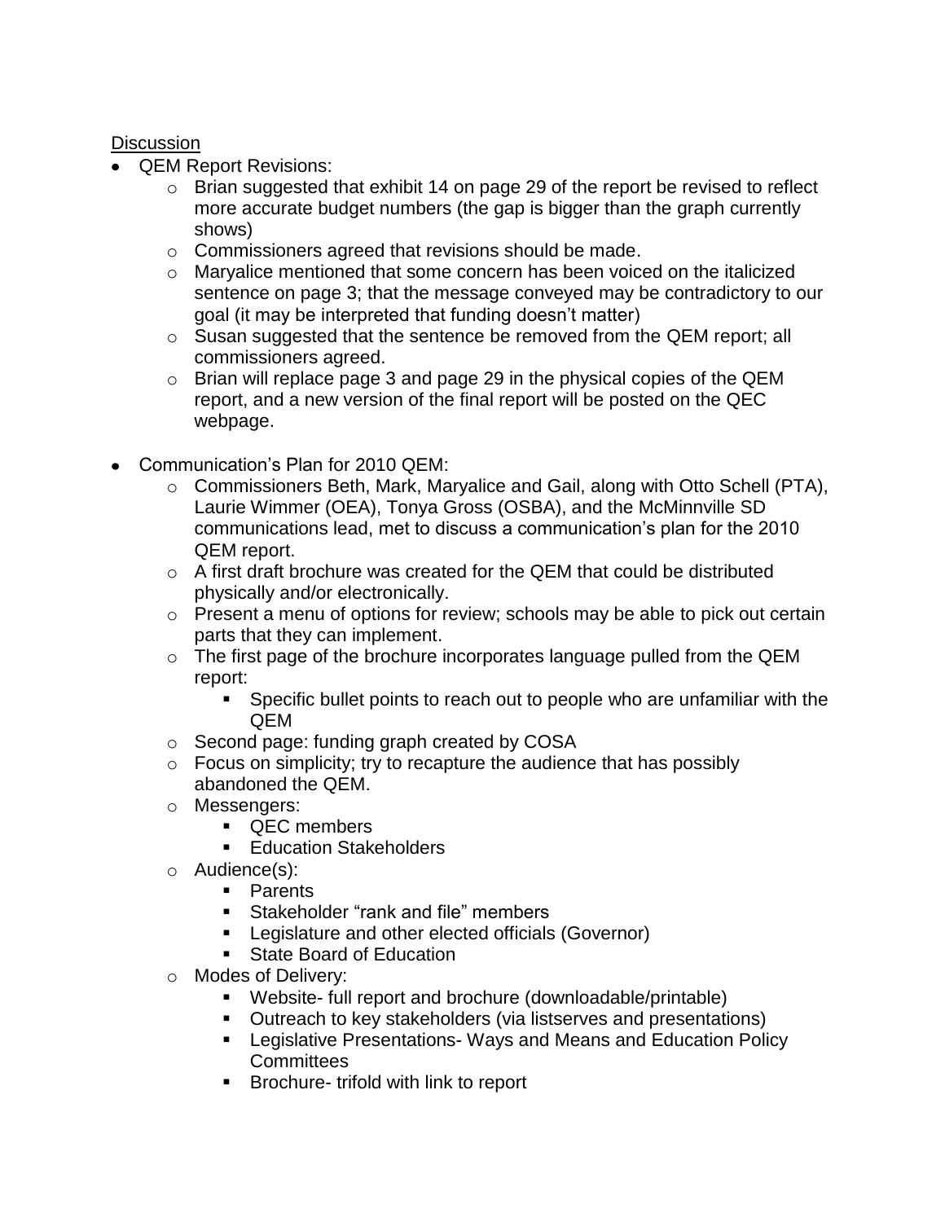Discussion

- QEM Report Revisions:
  - Brian suggested that exhibit 14 on page 29 of the report be revised to reflect more accurate budget numbers (the gap is bigger than the graph currently shows)
  - Commissioners agreed that revisions should be made.
  - Maryalice mentioned that some concern has been voiced on the italicized sentence on page 3; that the message conveyed may be contradictory to our goal (it may be interpreted that funding doesn't matter)
  - Susan suggested that the sentence be removed from the QEM report; all commissioners agreed.
  - Brian will replace page 3 and page 29 in the physical copies of the QEM report, and a new version of the final report will be posted on the QEC webpage.

- Communication's Plan for 2010 QEM:
  - Commissioners Beth, Mark, Maryalice and Gail, along with Otto Schell (PTA), Laurie Wimmer (OEA), Tonya Gross (OSBA), and the McMinnville SD communications lead, met to discuss a communication's plan for the 2010 QEM report.
  - A first draft brochure was created for the QEM that could be distributed physically and/or electronically.
  - Present a menu of options for review; schools may be able to pick out certain parts that they can implement.
  - The first page of the brochure incorporates language pulled from the QEM report:
    - Specific bullet points to reach out to people who are unfamiliar with the QEM
  - Second page: funding graph created by COSA
  - Focus on simplicity; try to recapture the audience that has possibly abandoned the QEM.
  - Messengers:
    - QEC members
    - Education Stakeholders
  - Audience(s):
    - Parents
    - Stakeholder "rank and file" members
    - Legislature and other elected officials (Governor)
    - State Board of Education
  - Modes of Delivery:
    - Website- full report and brochure (downloadable/printable)
    - Outreach to key stakeholders (via listserves and presentations)
    - Legislative Presentations- Ways and Means and Education Policy Committees
    - Brochure- trifold with link to report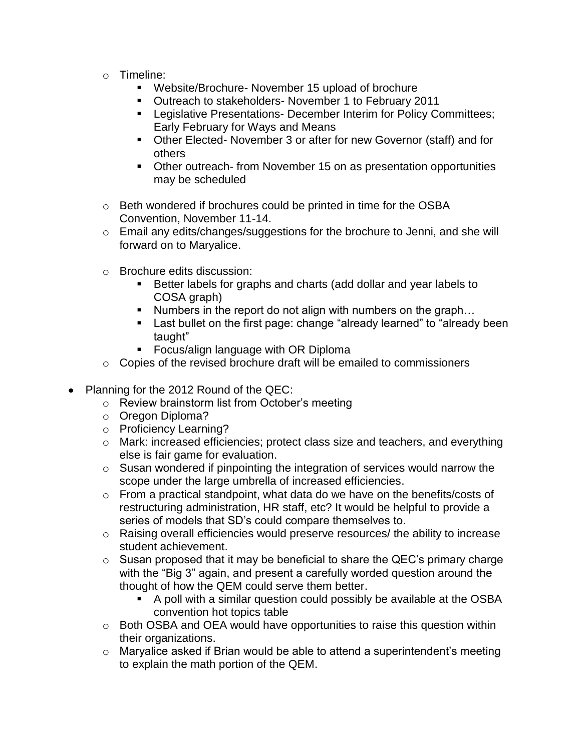- Timeline:
  - Website/Brochure- November 15 upload of brochure
  - Outreach to stakeholders- November 1 to February 2011
  - Legislative Presentations- December Interim for Policy Committees; Early February for Ways and Means
  - Other Elected- November 3 or after for new Governor (staff) and for others
  - Other outreach- from November 15 on as presentation opportunities may be scheduled

- Beth wondered if brochures could be printed in time for the OSBA Convention, November 11-14.
- Email any edits/changes/suggestions for the brochure to Jenni, and she will forward on to Maryalice.

- Brochure edits discussion:
  - Better labels for graphs and charts (add dollar and year labels to COSA graph)
  - Numbers in the report do not align with numbers on the graph…
  - Last bullet on the first page: change "already learned" to "already been taught"
  - Focus/align language with OR Diploma
- Copies of the revised brochure draft will be emailed to commissioners

- Planning for the 2012 Round of the QEC:
  - Review brainstorm list from October's meeting
  - Oregon Diploma?
  - Proficiency Learning?
  - Mark: increased efficiencies; protect class size and teachers, and everything else is fair game for evaluation.
  - Susan wondered if pinpointing the integration of services would narrow the scope under the large umbrella of increased efficiencies.
  - From a practical standpoint, what data do we have on the benefits/costs of restructuring administration, HR staff, etc? It would be helpful to provide a series of models that SD's could compare themselves to.
  - Raising overall efficiencies would preserve resources/ the ability to increase student achievement.
  - Susan proposed that it may be beneficial to share the QEC's primary charge with the "Big 3" again, and present a carefully worded question around the thought of how the QEM could serve them better.
    - A poll with a similar question could possibly be available at the OSBA convention hot topics table
  - Both OSBA and OEA would have opportunities to raise this question within their organizations.
  - Maryalice asked if Brian would be able to attend a superintendent's meeting to explain the math portion of the QEM.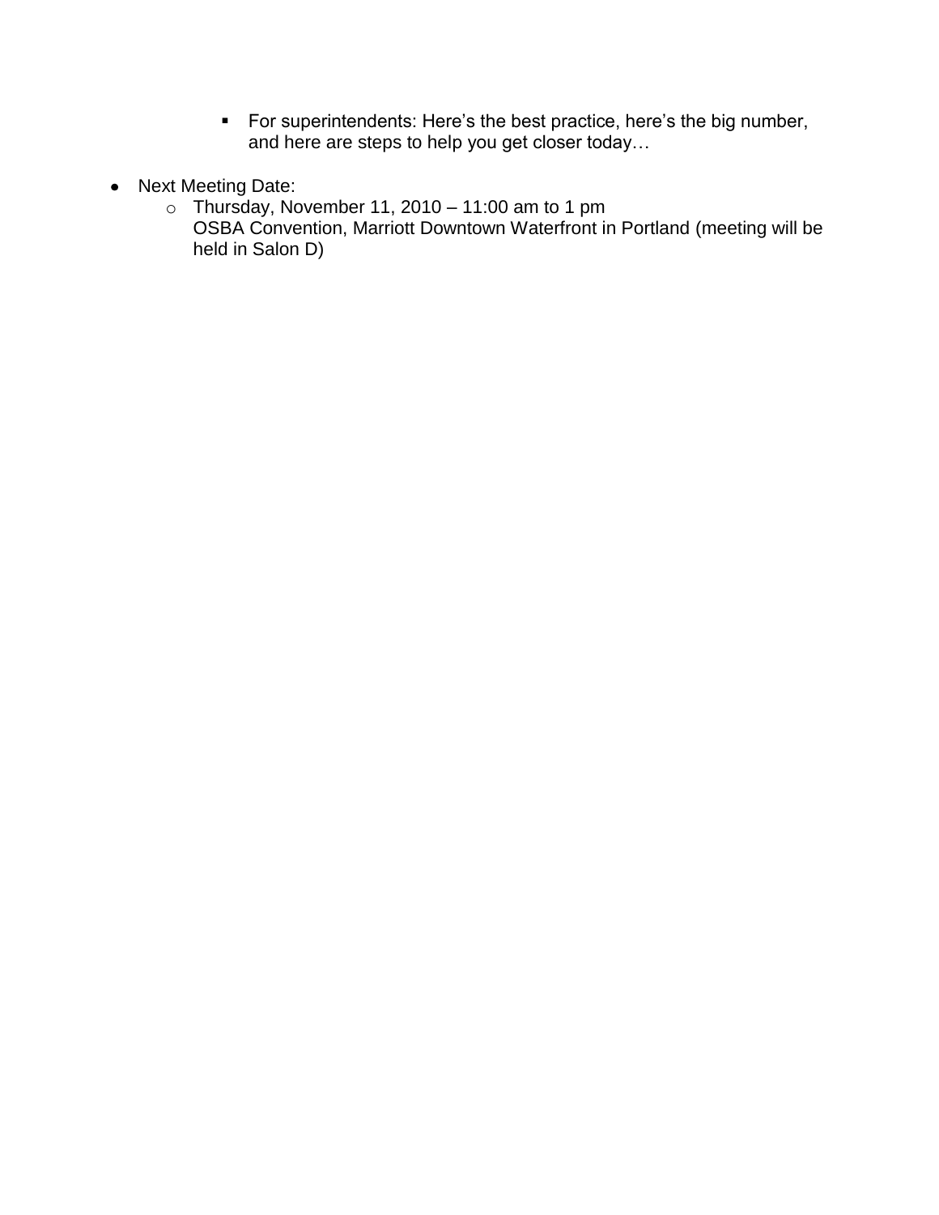- For superintendents: Here's the best practice, here's the big number, and here are steps to help you get closer today…

- Next Meeting Date:
    - Thursday, November 11, 2010 – 11:00 am to 1 pm
      OSBA Convention, Marriott Downtown Waterfront in Portland (meeting will be held in Salon D)